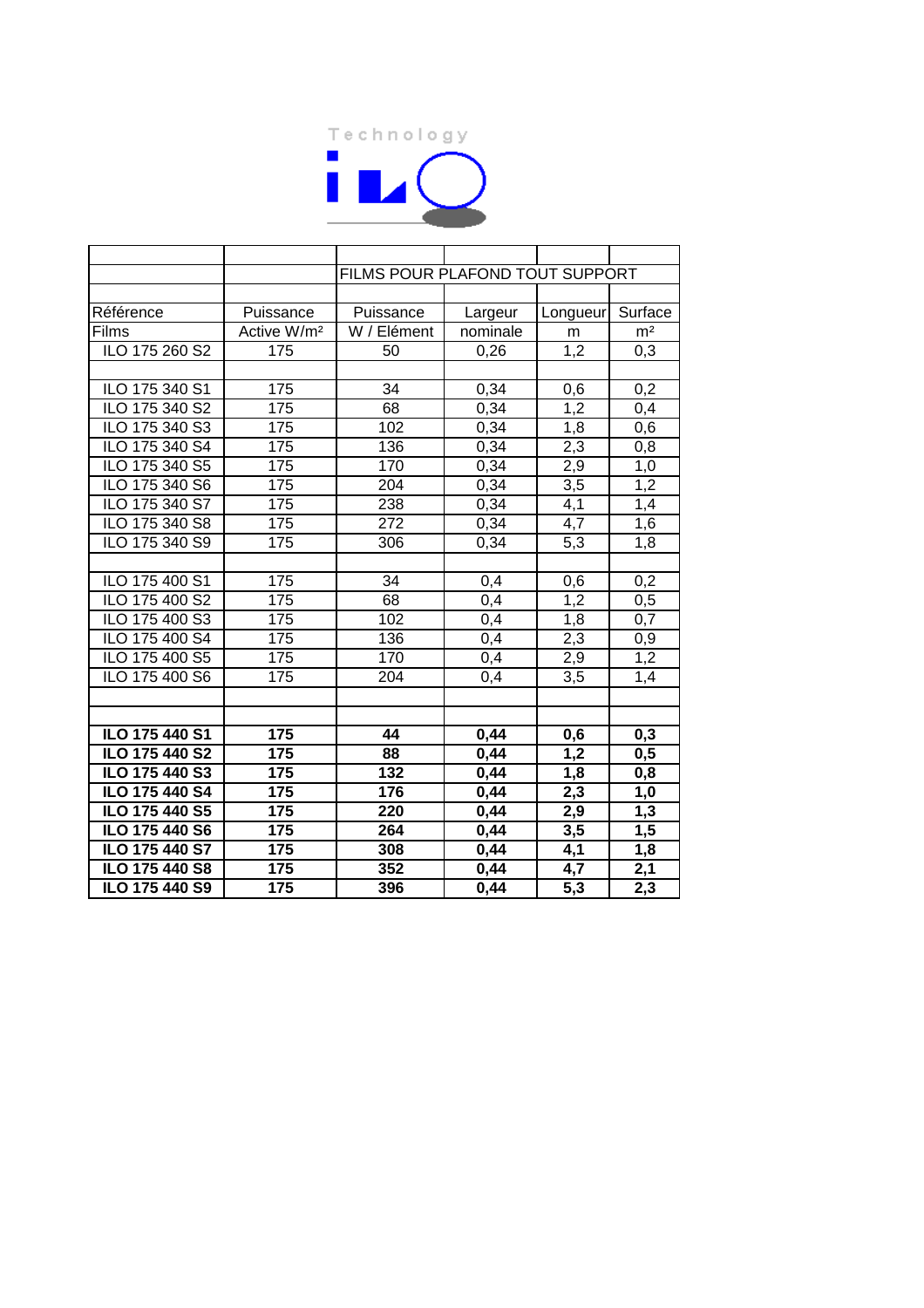Technology

iLO

| | | FILMS POUR PLAFOND TOUT SUPPORT | | | |
|---|---|---|---|---|---|
| Référence<br>Films | Puissance<br>Active W/m² | Puissance<br>W / Elément | Largeur<br>nominale | Longueur<br>m | Surface<br>m² |
| ILO 175 260 S2 | 175 | 50 | 0,26 | 1,2 | 0,3 |
| | | | | | |
| ILO 175 340 S1 | 175 | 34 | 0,34 | 0,6 | 0,2 |
| ILO 175 340 S2 | 175 | 68 | 0,34 | 1,2 | 0,4 |
| ILO 175 340 S3 | 175 | 102 | 0,34 | 1,8 | 0,6 |
| ILO 175 340 S4 | 175 | 136 | 0,34 | 2,3 | 0,8 |
| ILO 175 340 S5 | 175 | 170 | 0,34 | 2,9 | 1,0 |
| ILO 175 340 S6 | 175 | 204 | 0,34 | 3,5 | 1,2 |
| ILO 175 340 S7 | 175 | 238 | 0,34 | 4,1 | 1,4 |
| ILO 175 340 S8 | 175 | 272 | 0,34 | 4,7 | 1,6 |
| ILO 175 340 S9 | 175 | 306 | 0,34 | 5,3 | 1,8 |
| | | | | | |
| ILO 175 400 S1 | 175 | 34 | 0,4 | 0,6 | 0,2 |
| ILO 175 400 S2 | 175 | 68 | 0,4 | 1,2 | 0,5 |
| ILO 175 400 S3 | 175 | 102 | 0,4 | 1,8 | 0,7 |
| ILO 175 400 S4 | 175 | 136 | 0,4 | 2,3 | 0,9 |
| ILO 175 400 S5 | 175 | 170 | 0,4 | 2,9 | 1,2 |
| ILO 175 400 S6 | 175 | 204 | 0,4 | 3,5 | 1,4 |
| | | | | | |
| | | | | | |
| **ILO 175 440 S1** | **175** | **44** | **0,44** | **0,6** | **0,3** |
| **ILO 175 440 S2** | **175** | **88** | **0,44** | **1,2** | **0,5** |
| **ILO 175 440 S3** | **175** | **132** | **0,44** | **1,8** | **0,8** |
| **ILO 175 440 S4** | **175** | **176** | **0,44** | **2,3** | **1,0** |
| **ILO 175 440 S5** | **175** | **220** | **0,44** | **2,9** | **1,3** |
| **ILO 175 440 S6** | **175** | **264** | **0,44** | **3,5** | **1,5** |
| **ILO 175 440 S7** | **175** | **308** | **0,44** | **4,1** | **1,8** |
| **ILO 175 440 S8** | **175** | **352** | **0,44** | **4,7** | **2,1** |
| **ILO 175 440 S9** | **175** | **396** | **0,44** | **5,3** | **2,3** |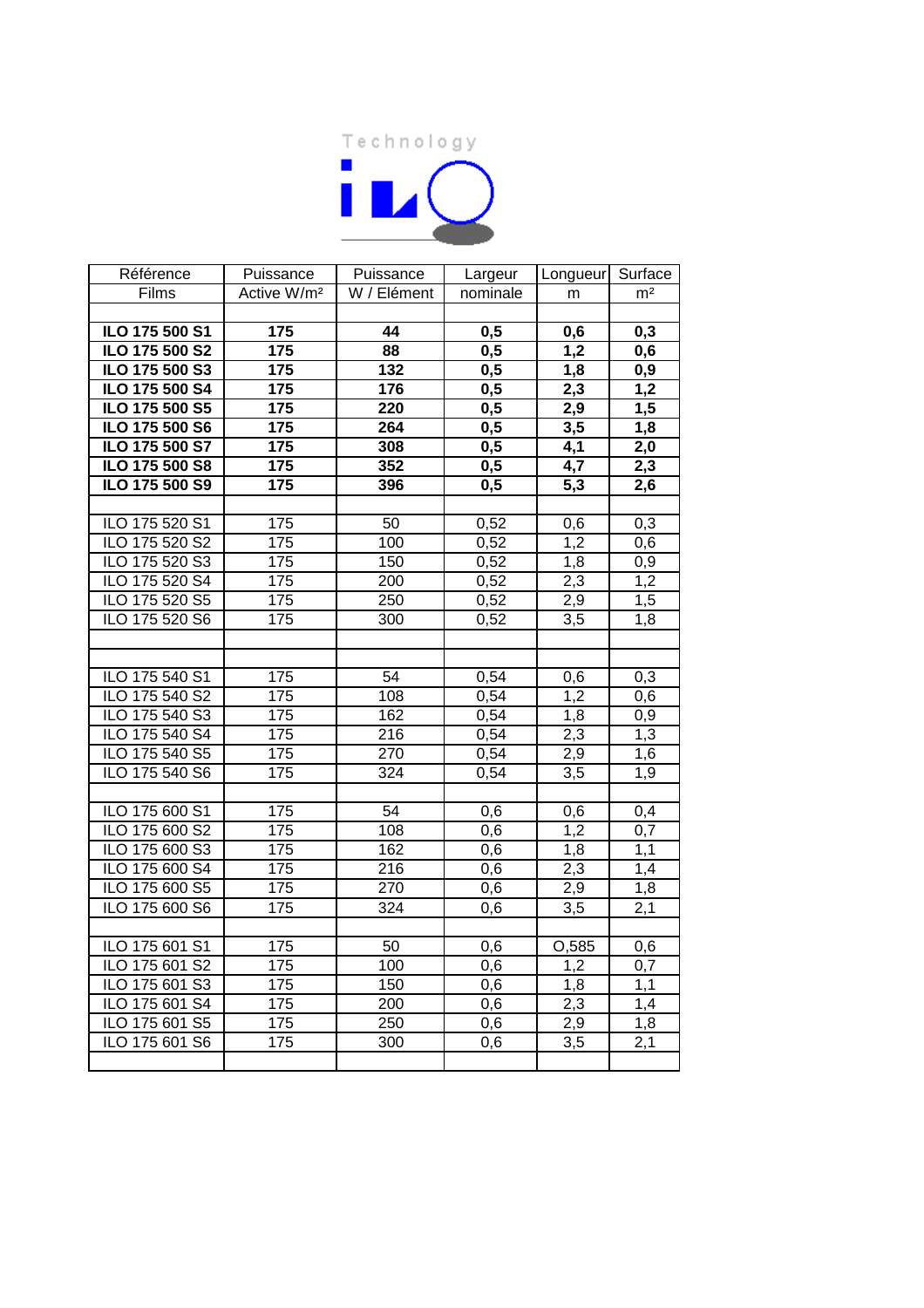Technology

iLO

| Référence Films | Puissance Active W/m² | Puissance W / Elément | Largeur nominale | Longueur m | Surface m² |
|---|---|---|---|---|---|
| | | | | | |
| **ILO 175 500 S1** | **175** | **44** | **0,5** | **0,6** | **0,3** |
| **ILO 175 500 S2** | **175** | **88** | **0,5** | **1,2** | **0,6** |
| **ILO 175 500 S3** | **175** | **132** | **0,5** | **1,8** | **0,9** |
| **ILO 175 500 S4** | **175** | **176** | **0,5** | **2,3** | **1,2** |
| **ILO 175 500 S5** | **175** | **220** | **0,5** | **2,9** | **1,5** |
| **ILO 175 500 S6** | **175** | **264** | **0,5** | **3,5** | **1,8** |
| **ILO 175 500 S7** | **175** | **308** | **0,5** | **4,1** | **2,0** |
| **ILO 175 500 S8** | **175** | **352** | **0,5** | **4,7** | **2,3** |
| **ILO 175 500 S9** | **175** | **396** | **0,5** | **5,3** | **2,6** |
| | | | | | |
| ILO 175 520 S1 | 175 | 50 | 0,52 | 0,6 | 0,3 |
| ILO 175 520 S2 | 175 | 100 | 0,52 | 1,2 | 0,6 |
| ILO 175 520 S3 | 175 | 150 | 0,52 | 1,8 | 0,9 |
| ILO 175 520 S4 | 175 | 200 | 0,52 | 2,3 | 1,2 |
| ILO 175 520 S5 | 175 | 250 | 0,52 | 2,9 | 1,5 |
| ILO 175 520 S6 | 175 | 300 | 0,52 | 3,5 | 1,8 |
| | | | | | |
| | | | | | |
| ILO 175 540 S1 | 175 | 54 | 0,54 | 0,6 | 0,3 |
| ILO 175 540 S2 | 175 | 108 | 0,54 | 1,2 | 0,6 |
| ILO 175 540 S3 | 175 | 162 | 0,54 | 1,8 | 0,9 |
| ILO 175 540 S4 | 175 | 216 | 0,54 | 2,3 | 1,3 |
| ILO 175 540 S5 | 175 | 270 | 0,54 | 2,9 | 1,6 |
| ILO 175 540 S6 | 175 | 324 | 0,54 | 3,5 | 1,9 |
| | | | | | |
| ILO 175 600 S1 | 175 | 54 | 0,6 | 0,6 | 0,4 |
| ILO 175 600 S2 | 175 | 108 | 0,6 | 1,2 | 0,7 |
| ILO 175 600 S3 | 175 | 162 | 0,6 | 1,8 | 1,1 |
| ILO 175 600 S4 | 175 | 216 | 0,6 | 2,3 | 1,4 |
| ILO 175 600 S5 | 175 | 270 | 0,6 | 2,9 | 1,8 |
| ILO 175 600 S6 | 175 | 324 | 0,6 | 3,5 | 2,1 |
| | | | | | |
| ILO 175 601 S1 | 175 | 50 | 0,6 | O,585 | 0,6 |
| ILO 175 601 S2 | 175 | 100 | 0,6 | 1,2 | 0,7 |
| ILO 175 601 S3 | 175 | 150 | 0,6 | 1,8 | 1,1 |
| ILO 175 601 S4 | 175 | 200 | 0,6 | 2,3 | 1,4 |
| ILO 175 601 S5 | 175 | 250 | 0,6 | 2,9 | 1,8 |
| ILO 175 601 S6 | 175 | 300 | 0,6 | 3,5 | 2,1 |
| | | | | | |